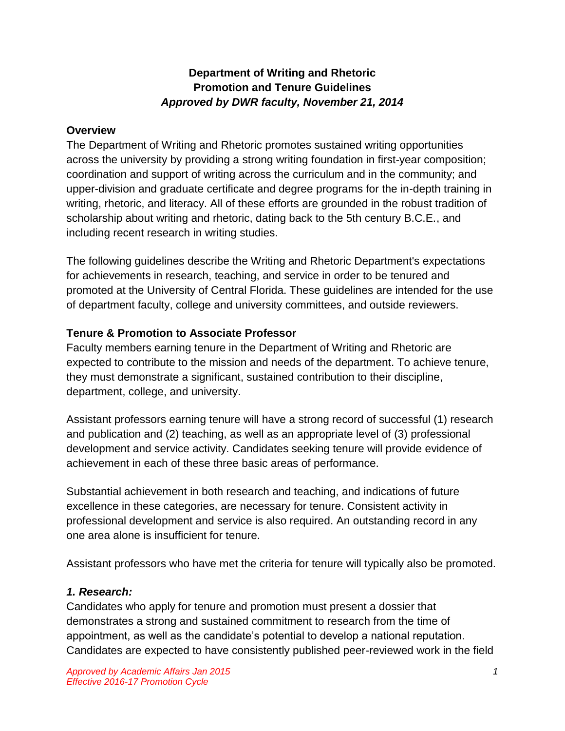# Department of Writing and Rhetoric
# Promotion and Tenure Guidelines
***Approved by DWR faculty, November 21, 2014***

## Overview

The Department of Writing and Rhetoric promotes sustained writing opportunities across the university by providing a strong writing foundation in first-year composition; coordination and support of writing across the curriculum and in the community; and upper-division and graduate certificate and degree programs for the in-depth training in writing, rhetoric, and literacy. All of these efforts are grounded in the robust tradition of scholarship about writing and rhetoric, dating back to the 5th century B.C.E., and including recent research in writing studies.

The following guidelines describe the Writing and Rhetoric Department's expectations for achievements in research, teaching, and service in order to be tenured and promoted at the University of Central Florida. These guidelines are intended for the use of department faculty, college and university committees, and outside reviewers.

## Tenure & Promotion to Associate Professor

Faculty members earning tenure in the Department of Writing and Rhetoric are expected to contribute to the mission and needs of the department. To achieve tenure, they must demonstrate a significant, sustained contribution to their discipline, department, college, and university.

Assistant professors earning tenure will have a strong record of successful (1) research and publication and (2) teaching, as well as an appropriate level of (3) professional development and service activity. Candidates seeking tenure will provide evidence of achievement in each of these three basic areas of performance.

Substantial achievement in both research and teaching, and indications of future excellence in these categories, are necessary for tenure. Consistent activity in professional development and service is also required. An outstanding record in any one area alone is insufficient for tenure.

Assistant professors who have met the criteria for tenure will typically also be promoted.

### *1. Research:*

Candidates who apply for tenure and promotion must present a dossier that demonstrates a strong and sustained commitment to research from the time of appointment, as well as the candidate's potential to develop a national reputation. Candidates are expected to have consistently published peer-reviewed work in the field

*Approved by Academic Affairs Jan 2015*
*Effective 2016-17 Promotion Cycle*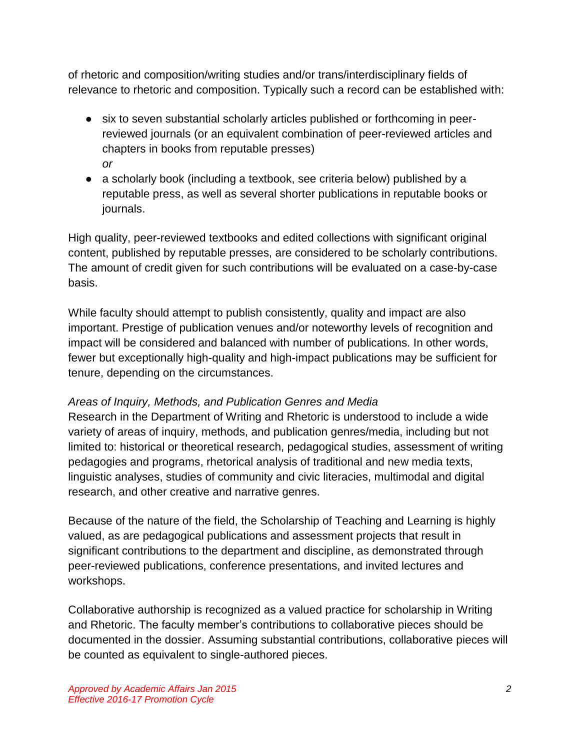of rhetoric and composition/writing studies and/or trans/interdisciplinary fields of relevance to rhetoric and composition. Typically such a record can be established with:

- six to seven substantial scholarly articles published or forthcoming in peer-reviewed journals (or an equivalent combination of peer-reviewed articles and chapters in books from reputable presses)
  *or*
- a scholarly book (including a textbook, see criteria below) published by a reputable press, as well as several shorter publications in reputable books or journals.

High quality, peer-reviewed textbooks and edited collections with significant original content, published by reputable presses, are considered to be scholarly contributions. The amount of credit given for such contributions will be evaluated on a case-by-case basis.

While faculty should attempt to publish consistently, quality and impact are also important. Prestige of publication venues and/or noteworthy levels of recognition and impact will be considered and balanced with number of publications. In other words, fewer but exceptionally high-quality and high-impact publications may be sufficient for tenure, depending on the circumstances.

*Areas of Inquiry, Methods, and Publication Genres and Media*

Research in the Department of Writing and Rhetoric is understood to include a wide variety of areas of inquiry, methods, and publication genres/media, including but not limited to: historical or theoretical research, pedagogical studies, assessment of writing pedagogies and programs, rhetorical analysis of traditional and new media texts, linguistic analyses, studies of community and civic literacies, multimodal and digital research, and other creative and narrative genres.

Because of the nature of the field, the Scholarship of Teaching and Learning is highly valued, as are pedagogical publications and assessment projects that result in significant contributions to the department and discipline, as demonstrated through peer-reviewed publications, conference presentations, and invited lectures and workshops.

Collaborative authorship is recognized as a valued practice for scholarship in Writing and Rhetoric. The faculty member's contributions to collaborative pieces should be documented in the dossier. Assuming substantial contributions, collaborative pieces will be counted as equivalent to single-authored pieces.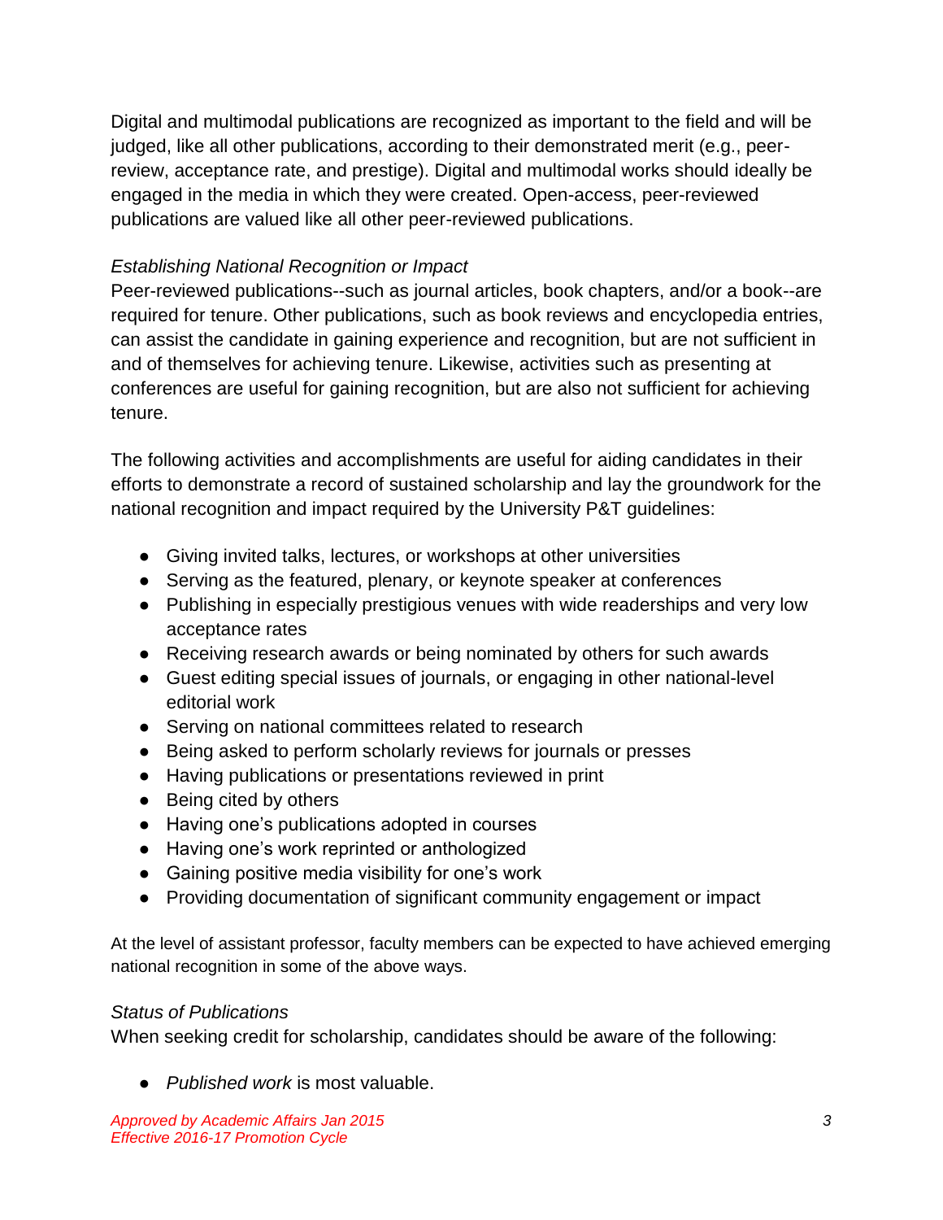Digital and multimodal publications are recognized as important to the field and will be judged, like all other publications, according to their demonstrated merit (e.g., peer-review, acceptance rate, and prestige). Digital and multimodal works should ideally be engaged in the media in which they were created. Open-access, peer-reviewed publications are valued like all other peer-reviewed publications.

*Establishing National Recognition or Impact*

Peer-reviewed publications--such as journal articles, book chapters, and/or a book--are required for tenure. Other publications, such as book reviews and encyclopedia entries, can assist the candidate in gaining experience and recognition, but are not sufficient in and of themselves for achieving tenure. Likewise, activities such as presenting at conferences are useful for gaining recognition, but are also not sufficient for achieving tenure.

The following activities and accomplishments are useful for aiding candidates in their efforts to demonstrate a record of sustained scholarship and lay the groundwork for the national recognition and impact required by the University P&T guidelines:

- Giving invited talks, lectures, or workshops at other universities
- Serving as the featured, plenary, or keynote speaker at conferences
- Publishing in especially prestigious venues with wide readerships and very low acceptance rates
- Receiving research awards or being nominated by others for such awards
- Guest editing special issues of journals, or engaging in other national-level editorial work
- Serving on national committees related to research
- Being asked to perform scholarly reviews for journals or presses
- Having publications or presentations reviewed in print
- Being cited by others
- Having one's publications adopted in courses
- Having one's work reprinted or anthologized
- Gaining positive media visibility for one's work
- Providing documentation of significant community engagement or impact

At the level of assistant professor, faculty members can be expected to have achieved emerging national recognition in some of the above ways.

*Status of Publications*

When seeking credit for scholarship, candidates should be aware of the following:

- *Published work* is most valuable.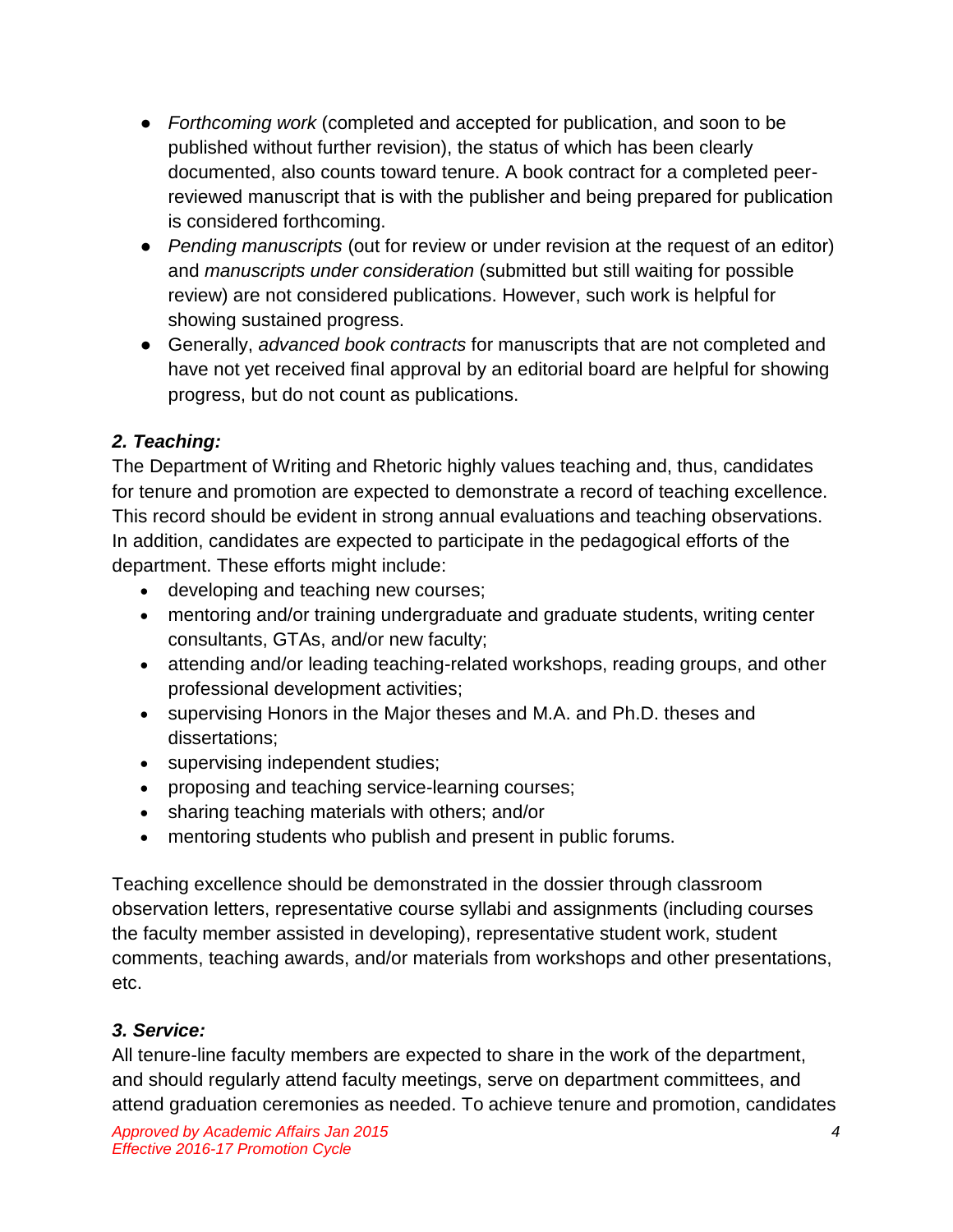- *Forthcoming work* (completed and accepted for publication, and soon to be published without further revision), the status of which has been clearly documented, also counts toward tenure. A book contract for a completed peer-reviewed manuscript that is with the publisher and being prepared for publication is considered forthcoming.
- *Pending manuscripts* (out for review or under revision at the request of an editor) and *manuscripts under consideration* (submitted but still waiting for possible review) are not considered publications. However, such work is helpful for showing sustained progress.
- Generally, *advanced book contracts* for manuscripts that are not completed and have not yet received final approval by an editorial board are helpful for showing progress, but do not count as publications.

### *2. Teaching:*

The Department of Writing and Rhetoric highly values teaching and, thus, candidates for tenure and promotion are expected to demonstrate a record of teaching excellence. This record should be evident in strong annual evaluations and teaching observations. In addition, candidates are expected to participate in the pedagogical efforts of the department. These efforts might include:

- developing and teaching new courses;
- mentoring and/or training undergraduate and graduate students, writing center consultants, GTAs, and/or new faculty;
- attending and/or leading teaching-related workshops, reading groups, and other professional development activities;
- supervising Honors in the Major theses and M.A. and Ph.D. theses and dissertations;
- supervising independent studies;
- proposing and teaching service-learning courses;
- sharing teaching materials with others; and/or
- mentoring students who publish and present in public forums.

Teaching excellence should be demonstrated in the dossier through classroom observation letters, representative course syllabi and assignments (including courses the faculty member assisted in developing), representative student work, student comments, teaching awards, and/or materials from workshops and other presentations, etc.

### *3. Service:*

All tenure-line faculty members are expected to share in the work of the department, and should regularly attend faculty meetings, serve on department committees, and attend graduation ceremonies as needed. To achieve tenure and promotion, candidates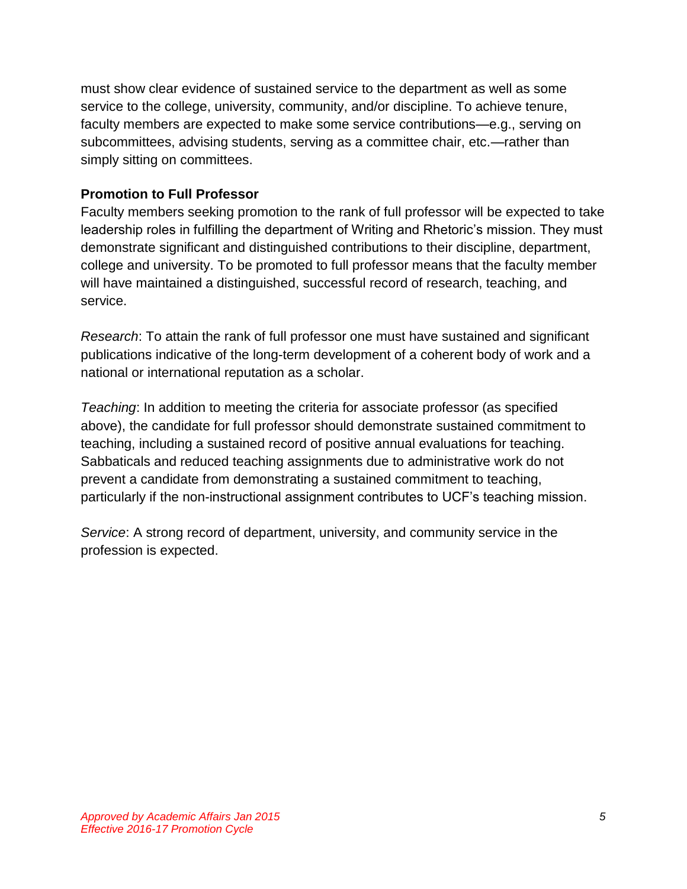must show clear evidence of sustained service to the department as well as some service to the college, university, community, and/or discipline. To achieve tenure, faculty members are expected to make some service contributions—e.g., serving on subcommittees, advising students, serving as a committee chair, etc.—rather than simply sitting on committees.

**Promotion to Full Professor**

Faculty members seeking promotion to the rank of full professor will be expected to take leadership roles in fulfilling the department of Writing and Rhetoric's mission. They must demonstrate significant and distinguished contributions to their discipline, department, college and university. To be promoted to full professor means that the faculty member will have maintained a distinguished, successful record of research, teaching, and service.

*Research*: To attain the rank of full professor one must have sustained and significant publications indicative of the long-term development of a coherent body of work and a national or international reputation as a scholar.

*Teaching*: In addition to meeting the criteria for associate professor (as specified above), the candidate for full professor should demonstrate sustained commitment to teaching, including a sustained record of positive annual evaluations for teaching. Sabbaticals and reduced teaching assignments due to administrative work do not prevent a candidate from demonstrating a sustained commitment to teaching, particularly if the non-instructional assignment contributes to UCF's teaching mission.

*Service*: A strong record of department, university, and community service in the profession is expected.